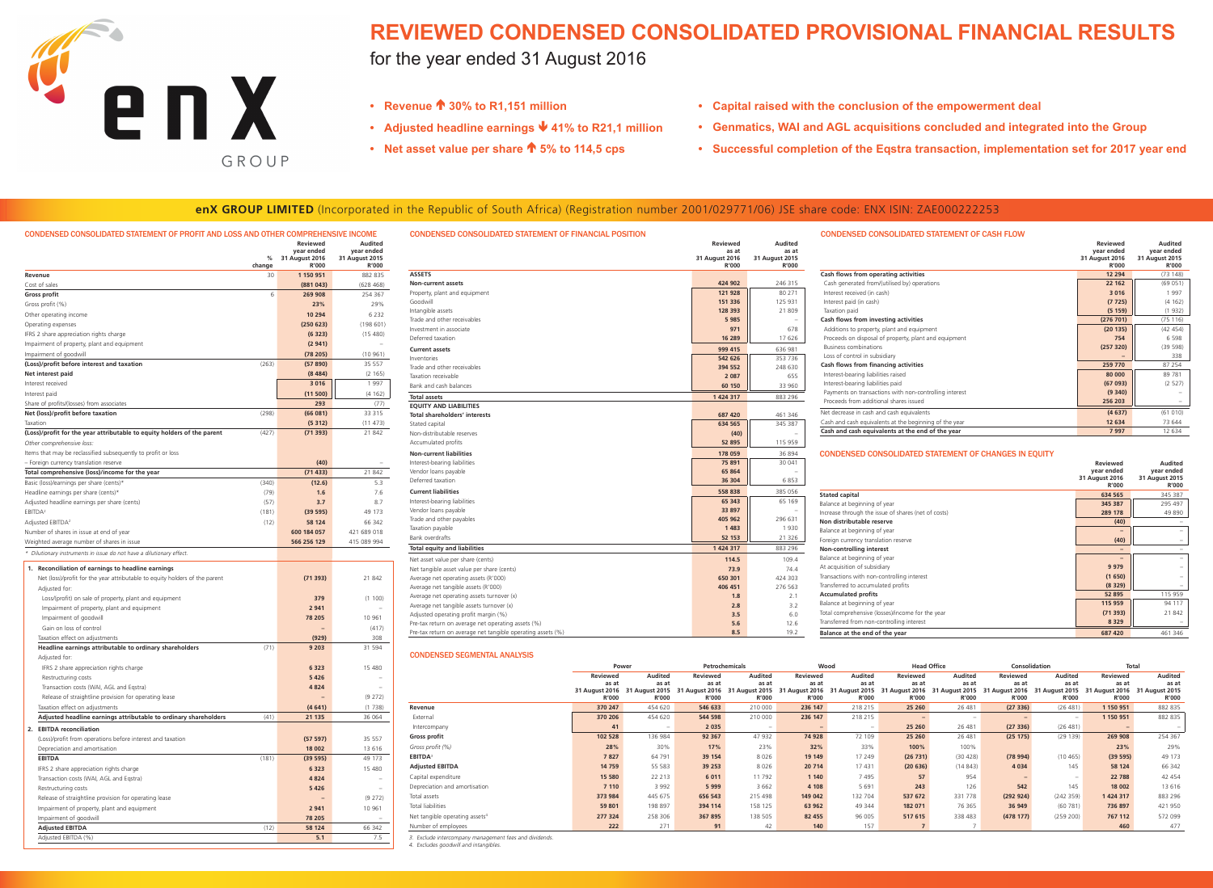# REVIEWED CONDENSED CONSOLIDATED PROVISIONAL FINANCIAL RESULTS

for the year ended 31 August 2016

- **Revenue ↑ 30% to R1,151 million**
- **Adjusted headline earnings ↓ 41% to R21,1 million**
- **Net asset value per share ↑ 5% to 114,5 cps**
- **Capital raised with the conclusion of the empowerment deal**
- **Genmatics, WAI and AGL acquisitions concluded and integrated into the Group**
- **Successful completion of the Eqstra transaction, implementation set for 2017 year end**

**enX GROUP LIMITED** (Incorporated in the Republic of South Africa) (Registration number 2001/029771/06) JSE share code: ENX ISIN: ZAE000222253

## CONDENSED CONSOLIDATED STATEMENT OF PROFIT AND LOSS AND OTHER COMPREHENSIVE INCOME

| | % change | Reviewed year ended 31 August 2016 R'000 | Audited year ended 31 August 2015 R'000 |
|---|---|---|---|
| **Revenue** | 30 | **1 150 951** | 882 835 |
| Cost of sales | | **(881 043)** | (628 468) |
| **Gross profit** | 6 | **269 908** | 254 367 |
| Gross profit (%) | | **23%** | 29% |
| Other operating income | | **10 294** | 6 232 |
| Operating expenses | | **(250 623)** | (198 601) |
| IFRS 2 share appreciation rights charge | | **(6 323)** | (15 480) |
| Impairment of property, plant and equipment | | **(2 941)** | – |
| Impairment of goodwill | | **(78 205)** | (10 961) |
| **(Loss)/profit before interest and taxation** | (263) | **(57 890)** | 35 557 |
| **Net interest paid** | | **(8 484)** | (2 165) |
| Interest received | | **3 016** | 1 997 |
| Interest paid | | **(11 500)** | (4 162) |
| Share of profits/(losses) from associates | | **293** | (77) |
| **Net (loss)/profit before taxation** | (298) | **(66 081)** | 33 315 |
| Taxation | | **(5 312)** | (11 473) |
| **(Loss)/profit for the year attributable to equity holders of the parent** | (427) | **(71 393)** | 21 842 |
| *Other comprehensive loss:* | | | |
| Items that may be reclassified subsequently to profit or loss | | | |
| – Foreign currency translation reserve | | **(40)** | – |
| **Total comprehensive (loss)/income for the year** | | **(71 433)** | 21 842 |
| Basic (loss)/earnings per share (cents)* | (340) | **(12.6)** | 5.3 |
| Headline earnings per share (cents)* | (79) | **1.6** | 7.6 |
| Adjusted headline earnings per share (cents) | (57) | **3.7** | 8.7 |
| EBITDA[2] | (181) | **(39 595)** | 49 173 |
| Adjusted EBITDA[2] | (12) | **58 124** | 66 342 |
| Number of shares in issue at end of year | | **600 184 057** | 421 689 018 |
| Weighted average number of shares in issue | | **566 256 129** | 415 089 994 |

*\* Dilutionary instruments in issue do not have a dilutionary effect.*

| | % change | Reviewed year ended 31 August 2016 R'000 | Audited year ended 31 August 2015 R'000 |
|---|---|---|---|
| **1. Reconciliation of earnings to headline earnings** | | | |
| Net (loss)/profit for the year attributable to equity holders of the parent | | **(71 393)** | 21 842 |
| Adjusted for: | | | |
| Loss/(profit) on sale of property, plant and equipment | | **379** | (1 100) |
| Impairment of property, plant and equipment | | **2 941** | – |
| Impairment of goodwill | | **78 205** | 10 961 |
| Gain on loss of control | | **–** | (417) |
| Taxation effect on adjustments | | **(929)** | 308 |
| **Headline earnings attributable to ordinary shareholders** | (71) | **9 203** | 31 594 |
| Adjusted for: | | | |
| IFRS 2 share appreciation rights charge | | **6 323** | 15 480 |
| Restructuring costs | | **5 426** | – |
| Transaction costs (WAI, AGL and Eqstra) | | **4 824** | – |
| Release of straightline provision for operating lease | | **–** | (9 272) |
| Taxation effect on adjustments | | **(4 641)** | (1 738) |
| **Adjusted headline earnings attributable to ordinary shareholders** | (41) | **21 135** | 36 064 |
| **2. EBITDA reconciliation** | | | |
| (Loss)/profit from operations before interest and taxation | | **(57 597)** | 35 557 |
| Depreciation and amortisation | | **18 002** | 13 616 |
| **EBITDA** | (181) | **(39 595)** | 49 173 |
| IFRS 2 share appreciation rights charge | | **6 323** | 15 480 |
| Transaction costs (WAI, AGL and Eqstra) | | **4 824** | – |
| Restructuring costs | | **5 426** | – |
| Release of straightline provision for operating lease | | **–** | (9 272) |
| Impairment of property, plant and equipment | | **2 941** | 10 961 |
| Impairment of goodwill | | **78 205** | – |
| **Adjusted EBITDA** | (12) | **58 124** | 66 342 |
| Adjusted EBITDA (%) | | **5.1** | 7.5 |

## CONDENSED CONSOLIDATED STATEMENT OF FINANCIAL POSITION

| | Reviewed as at 31 August 2016 R'000 | Audited as at 31 August 2015 R'000 |
|---|---|---|
| **ASSETS** | | |
| **Non-current assets** | **424 902** | 246 315 |
| Property, plant and equipment | **121 928** | 80 271 |
| Goodwill | **151 336** | 125 931 |
| Intangible assets | **128 393** | 21 809 |
| Trade and other receivables | **5 985** | – |
| Investment in associate | **971** | 678 |
| Deferred taxation | **16 289** | 17 626 |
| **Current assets** | **999 415** | 636 981 |
| Inventories | **542 626** | 353 736 |
| Trade and other receivables | **394 552** | 248 630 |
| Taxation receivable | **2 087** | 655 |
| Bank and cash balances | **60 150** | 33 960 |
| **Total assets** | **1 424 317** | 883 296 |
| **EQUITY AND LIABILITIES** | | |
| **Total shareholders' interests** | **687 420** | 461 346 |
| Stated capital | **634 565** | 345 387 |
| Non-distributable reserves | **(40)** | – |
| Accumulated profits | **52 895** | 115 959 |
| **Non-current liabilities** | **178 059** | 36 894 |
| Interest-bearing liabilities | **75 891** | 30 041 |
| Vendor loans payable | **65 864** | – |
| Deferred taxation | **36 304** | 6 853 |
| **Current liabilities** | **558 838** | 385 056 |
| Interest-bearing liabilities | **65 343** | 65 169 |
| Vendor loans payable | **33 897** | – |
| Trade and other payables | **405 962** | 296 631 |
| Taxation payable | **1 483** | 1 930 |
| Bank overdrafts | **52 153** | 21 326 |
| **Total equity and liabilities** | **1 424 317** | 883 296 |
| Net asset value per share (cents) | **114.5** | 109.4 |
| Net tangible asset value per share (cents) | **73.9** | 74.4 |
| Average net operating assets (R'000) | **650 301** | 424 303 |
| Average net tangible assets (R'000) | **406 451** | 276 563 |
| Average net operating assets turnover (x) | **1.8** | 2.1 |
| Average net tangible assets turnover (x) | **2.8** | 3.2 |
| Adjusted operating profit margin (%) | **3.5** | 6.0 |
| Pre-tax return on average net operating assets (%) | **5.6** | 12.6 |
| Pre-tax return on average net tangible operating assets (%) | **8.5** | 19.2 |

## CONDENSED CONSOLIDATED STATEMENT OF CASH FLOW

| | Reviewed year ended 31 August 2016 R'000 | Audited year ended 31 August 2015 R'000 |
|---|---|---|
| **Cash flows from operating activities** | **12 294** | (73 148) |
| Cash generated from/(utilised by) operations | **22 162** | (69 051) |
| Interest received (in cash) | **3 016** | 1 997 |
| Interest paid (in cash) | **(7 725)** | (4 162) |
| Taxation paid | **(5 159)** | (1 932) |
| **Cash flows from investing activities** | **(276 701)** | (75 116) |
| Additions to property, plant and equipment | **(20 135)** | (42 454) |
| Proceeds on disposal of property, plant and equipment | **754** | 6 598 |
| Business combinations | **(257 320)** | (39 598) |
| Loss of control in subsidiary | **–** | 338 |
| **Cash flows from financing activities** | **259 770** | 87 254 |
| Interest-bearing liabilities raised | **80 000** | 89 781 |
| Interest-bearing liabilities paid | **(67 093)** | (2 527) |
| Payments on transactions with non-controlling interest | **(9 340)** | – |
| Proceeds from additional shares issued | **256 203** | – |
| Net decrease in cash and cash equivalents | **(4 637)** | (61 010) |
| Cash and cash equivalents at the beginning of the year | **12 634** | 73 644 |
| **Cash and cash equivalents at the end of the year** | **7 997** | 12 634 |

## CONDENSED CONSOLIDATED STATEMENT OF CHANGES IN EQUITY

| | Reviewed year ended 31 August 2016 R'000 | Audited year ended 31 August 2015 R'000 |
|---|---|---|
| **Stated capital** | **634 565** | 345 387 |
| Balance at beginning of year | **345 387** | 295 497 |
| Increase through the issue of shares (net of costs) | **289 178** | 49 890 |
| **Non distributable reserve** | **(40)** | – |
| Balance at beginning of year | **–** | – |
| Foreign currency translation reserve | **(40)** | – |
| **Non-controlling interest** | **–** | – |
| Balance at beginning of year | **–** | – |
| At acquisition of subsidiary | **9 979** | – |
| Transactions with non-controlling interest | **(1 650)** | – |
| Transferred to accumulated profits | **(8 329)** | – |
| **Accumulated profits** | **52 895** | 115 959 |
| Balance at beginning of year | **115 959** | 94 117 |
| Total comprehensive (losses)/income for the year | **(71 393)** | 21 842 |
| Transferred from non-controlling interest | **8 329** | – |
| **Balance at the end of the year** | **687 420** | 461 346 |

## CONDENSED SEGMENTAL ANALYSIS

| | Power | | Petrochemicals | | Wood | | Head Office | | Consolidation | | Total | |
|---|---|---|---|---|---|---|---|---|---|---|---|---|
| | Reviewed as at 31 August 2016 R'000 | Audited as at 31 August 2015 R'000 | Reviewed as at 31 August 2016 R'000 | Audited as at 31 August 2015 R'000 | Reviewed as at 31 August 2016 R'000 | Audited as at 31 August 2015 R'000 | Reviewed as at 31 August 2016 R'000 | Audited as at 31 August 2015 R'000 | Reviewed as at 31 August 2016 R'000 | Audited as at 31 August 2015 R'000 | Reviewed as at 31 August 2016 R'000 | Audited as at 31 August 2015 R'000 |
| **Revenue** | **370 247** | 454 620 | **546 633** | 210 000 | **236 147** | 218 215 | **25 260** | 26 481 | **(27 336)** | (26 481) | **1 150 951** | 882 835 |
| External | **370 206** | 454 620 | **544 598** | 210 000 | **236 147** | 218 215 | **–** | – | **–** | – | **1 150 951** | 882 835 |
| Intercompany | **41** | – | **2 035** | – | **–** | – | **25 260** | 26 481 | **(27 336)** | (26 481) | **–** | – |
| **Gross profit** | **102 528** | 136 984 | **92 367** | 47 932 | **74 928** | 72 109 | **25 260** | 26 481 | **(25 175)** | (29 139) | **269 908** | 254 367 |
| *Gross profit (%)* | **28%** | 30% | **17%** | 23% | **32%** | 33% | **100%** | 100% | | | **23%** | 29% |
| **EBITDA**[4] | **7 827** | 64 791 | **39 154** | 8 026 | **19 149** | 17 249 | **(26 731)** | (30 428) | **(78 994)** | (10 465) | **(39 595)** | 49 173 |
| **Adjusted EBITDA** | **14 759** | 55 583 | **39 253** | 8 026 | **20 714** | 17 431 | **(20 636)** | (14 843) | **4 034** | 145 | **58 124** | 66 342 |
| Capital expenditure | **15 580** | 22 213 | **6 011** | 11 792 | **1 140** | 7 495 | **57** | 954 | **–** | – | **22 788** | 42 454 |
| Depreciation and amortisation | **7 110** | 3 992 | **5 999** | 3 662 | **4 108** | 5 691 | **243** | 126 | **542** | 145 | **18 002** | 13 616 |
| Total assets | **373 984** | 445 675 | **656 543** | 215 498 | **149 042** | 132 704 | **537 672** | 331 778 | **(292 924)** | (242 359) | **1 424 317** | 883 296 |
| Total liabilities | **59 801** | 198 897 | **394 114** | 158 125 | **63 962** | 49 344 | **182 071** | 76 365 | **36 949** | (60 781) | **736 897** | 421 950 |
| Net tangible operating assets[3] | **277 324** | 258 306 | **367 895** | 138 505 | **82 455** | 96 005 | **517 615** | 338 483 | **(478 177)** | (259 200) | **767 112** | 572 099 |
| Number of employees | **222** | 271 | **91** | 42 | **140** | 157 | **7** | 7 | | | **460** | 477 |

3. Exclude intercompany management fees and dividends.
4. Excludes goodwill and intangibles.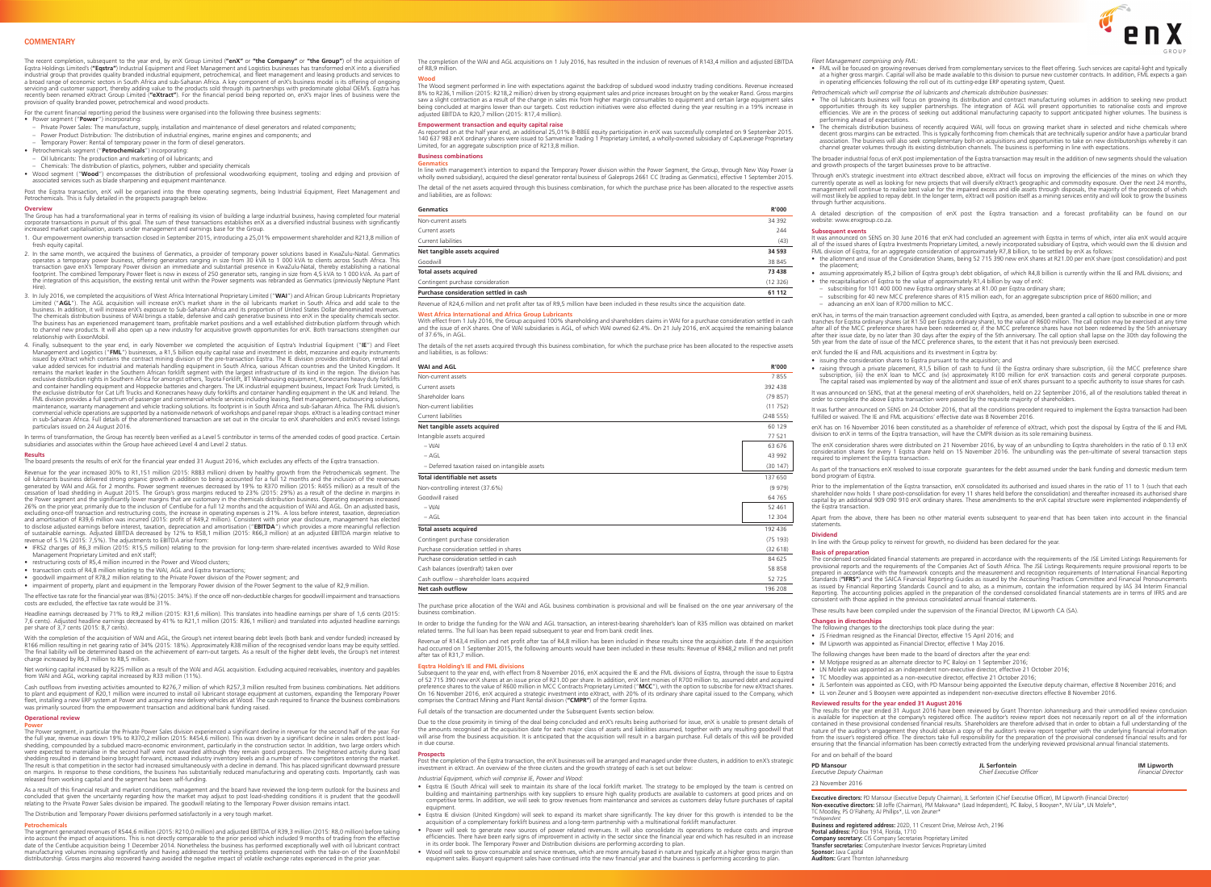## COMMENTARY

The recent completion, subsequent to the year end, by enX Group Limited (**"enX"** or **"the Company"** or **"the Group"**) of the acquisition of Eqstra Holdings Limited's (**"Eqstra"**) Industrial Equipment and Fleet Management and Logistics businesses has transformed enX into a diversified industrial group that provides quality branded industrial equipment, petrochemical, and fleet management and leasing products and services to a broad range of economic sectors in South Africa and sub-Saharan Africa. A key component of enX's business model is its offering of ongoing servicing and customer support, thereby adding value to the products sold through its partnerships with predominate global OEM's. Eqstra has recently been renamed eXtract Group Limited (**"eXtract"**). For the financial period being reported on, enX's major lines of business were the provision of quality branded power, petrochemical and wood products.

For the current financial reporting period the business were organised into the following three business segments:

- Power segment (**"Power"**) incorporating:
  - Private Power Sales: The manufacture, supply, installation and maintenance of diesel generators and related components;
  - Power Product Distribution: The distribution of industrial engines, marine engines and components; and
  - Temporary Power: Rental of temporary power in the form of diesel generators.
- Petrochemicals segment (**"Petrochemicals"**) incorporating:
  - Oil lubricants: The production and marketing of oil lubricants; and
  - Chemicals: The distribution of plastics, polymers, rubber and speciality chemicals
- Wood segment (**"Wood"**) encompasses the distribution of professional woodworking equipment, tooling and edging and provision of associated services such as blade sharpening and equipment maintenance.

Post the Eqstra transaction, enX will be organised into the three operating segments, being Industrial Equipment, Fleet Management and Petrochemicals. This is fully detailed in the prospects paragraph below.

### Overview

The Group has had a transformational year in terms of realising its vision of building a large industrial business, having completed four material corporate transactions in pursuit of this goal. The sum of these transactions establishes enX as a diversified industrial business with significantly increased market capitalisation, assets under management and earnings base for the Group.

1. Our empowerment ownership transaction closed in September 2015, introducing a 25,01% empowerment shareholder and R213,8 million of fresh equity capital.
2. In the same month, we acquired the business of Genmatics, a provider of temporary power solutions based in KwaZulu-Natal. Genmatics operates a temporary power business, offering generators ranging in size from 30 kVA to 1 000 kVA to clients across South Africa. This transaction gave enX's Temporary Power division an immediate and substantial presence in KwaZulu-Natal, thereby establishing a national footprint. The combined Temporary Power fleet is now in excess of 250 generator sets, ranging in size from 4,5 kVA to 1 000 kVA. As part of the integration of this acquisition, the existing rental unit within the Power segments was rebranded as Genmatics (previously Neptune Plant Hire).
3. In July 2016, we completed the acquisitions of West Africa International Proprietary Limited (**"WAI"**) and African Group Lubricants Proprietary Limited (**"AGL"**). The AGL acquisition will increase enX's market share in the oil lubricants market in South Africa and add scale to the business. In addition, it will increase enX's exposure to Sub-Saharan Africa and its proportion of United States Dollar denominated revenues. The chemicals distribution business of WAI brings a stable, defensive and cash generative business into enX in the specialty chemicals sector. The business has an experienced management team, profitable market positions and a well established distribution platform through which to channel new products. It will also open up a new industry for acquisitive growth opportunities for enX. Both transactions strengthen our relationship with ExxonMobil.
4. Finally, subsequent to the year end, in early November we completed the acquisition of Eqstra's Industrial Equipment (**"IE"**) and Fleet Management and Logistics (**"FML"**) businesses, a R1,5 billion equity capital raise and investment in debt, mezzanine and equity instruments issued by eXtract which contains the contract mining division of the pre-transaction Eqstra. The IE division provides distribution, rental and value added services for industrial and materials handling equipment in South Africa, various African countries and the United Kingdom. It remains the market leader in the Southern African forklift segment with the largest infrastructure of its kind in the region. The division has exclusive distribution rights in Southern Africa for amongst others, Toyota Forklift, BT Warehousing equipment, Konecranes heavy duty forklifts and container handling equipment and Hoppecke batteries and chargers. The UK industrial equipment business, Impact Fork Truck Limited, is the exclusive distributor for Cat Lift Trucks and Konecranes heavy duty forklifts and container handling equipment in the UK and Ireland. The FML division provides a full spectrum of passenger and commercial vehicle services including leasing, fleet management, outsourcing solutions, maintenance, warranty management and vehicle tracking solutions. Its footprint is in South Africa and sub-Saharan Africa. The FML division's commercial vehicle operations are supported by a nationwide network of workshops and panel repair shops. eXtract is a leading contract miner in sub-Saharan Africa. Full details of the aforementioned transaction are set out in the circular to enX shareholders and enX's revised listings particulars issued on 24 August 2016.

In terms of transformation, the Group has recently been verified as a Level 5 contributor in terms of the amended codes of good practice. Certain subsidiaries and associates within the Group have achieved Level 4 and Level 2 status.

### Results

The board presents the results of enX for the financial year ended 31 August 2016, which excludes any effects of the Eqstra transaction.

Revenue for the year increased 30% to R1,151 million (2015: R883 million) driven by healthy growth from the Petrochemicals segment. The oil lubricants business delivered strong organic growth in addition to being accounted for a full 12 months and the inclusion of the revenues generated by WAI and AGL for 2 months. Power segment revenues decreased by 19% to R370 million (2015: R455 million) as a result of the cessation of load shedding in August 2015. The Group's gross margins reduced to 23% (2015: 29%) as a result of the decline in margins in the Power segment and the significantly lower margins that are customary in the chemicals distribution business. Operating expenses increased 26% on the prior year, primarily due to the inclusion of Centlube for a full 12 months and the acquisition of WAI and AGL. On an adjusted basis, excluding once-off transaction and restructuring costs, the increase in operating expenses is 21%. A loss before interest, taxation, depreciation and amortisation of R39,6 million was incurred (2015: profit of R49,2 million). Consistent with prior year disclosure, management has elected to disclose adjusted earnings before interest, taxation, depreciation and amortisation (**"EBITDA"**) which provides a more meaningful reflection of sustainable earnings. Adjusted EBITDA decreased by 12% to R58,1 million (2015: R66,3 million) at an adjusted EBITDA margin relative to revenue of 5,1% (2015: 7,5%). The adjustments to EBITDA arise from:

- IFRS2 charges of R6,3 million (2015: R15,5 million) relating to the provision for long-term share-related incentives awarded to Wild Rose Management Proprietary Limited and enX staff;
- restructuring costs of R5,4 million incurred in the Power and Wood clusters;
- transaction costs of R4,8 million relating to the WAI, AGL and Eqstra transactions;
- goodwill impairment of R78,2 million relating to the Private Power division of the Power segment; and
- impairment of property, plant and equipment in the Temporary Power division of the Power Segment to the value of R2,9 million.

The effective tax rate for the financial year was (8%) (2015: 34%). If the once off non-deductible charges for goodwill impairment and transactions costs are excluded, the effective tax rate would be 31%.

Headline earnings decreased by 71% to R9,2 million (2015: R31,6 million). This translates into headline earnings per share of 1,6 cents (2015: 7,6 cents). Adjusted headline earnings decreased by 41% to R21,1 million (2015: R36,1 million) and translated into adjusted headline earnings per share of 3,7 cents (2015: 8,7 cents).

With the completion of the acquisition of WAI and AGL, the Group's net interest bearing debt levels (both bank and vendor funded) increased by R166 million resulting in net gearing ratio of 34% (2015: 18%). Approximately R38 million of the recognised vendor loans may be equity settled. The final liability will be determined based on the achievement of earn-out targets. As a result of the higher debt levels, the Group's net interest charge increased by R6,3 million to R8,5 million.

Net working capital increased by R225 million as a result of the WAI and AGL acquisition. Excluding acquired receivables, inventory and payables from WAI and AGL, working capital increased by R38 million (11%).

Cash outflows from investing activities amounted to R276,7 million of which R257,3 million resulted from business combinations. Net additions to plant and equipment of R20,1 million were incurred to install oil lubricant storage equipment at customers, expanding the Temporary Power fleet, installing a new ERP system at Power and acquiring new delivery vehicles at Wood. The cash required to finance the business combinations was primarily sourced from the empowerment transaction and additional bank funding raised.

### Operational review

#### Power

The Power segment, in particular the Private Power Sales division experienced a significant decline in revenue for the second half of the year. For the full year, revenue was down 19% to R370,2 million (2015: R454,6 million). This was driven by a significant decline in sales orders post load-shedding, compounded by a subdued macro-economic environment, particularly in the construction sector. In addition, two large orders which were expected to materialise in the second half were not awarded although they remain good prospects. The heightened activity during load shedding resulted in demand being brought forward, increased industry inventory levels and a number of new competitors entering the market. The result is that competition in the sector had increased simultaneously with a decline in demand. This has placed significant downward pressure on margins. In response to these conditions, the business has substantially reduced manufacturing and operating costs. Importantly, cash was released from working capital and the segment has been self-funding.

As a result of this financial result and market conditions, management and the board have reviewed the long-term outlook for the business and concluded that given the uncertainty regarding how the market may adjust to post load-shedding conditions it is prudent that the goodwill relating to the Private Power Sales division be impaired. The goodwill relating to the Temporary Power division remains intact.

The Distribution and Temporary Power divisions performed satisfactorily in a very tough market.

#### Petrochemicals

The segment generated revenues of R544,6 million (2015: R210,0 million) and adjusted EBITDA of R39,3 million (2015: R8,0 million) before taking into account the impact of acquisitions. This is not directly comparable to the prior period which included 9 months of trading from the effective date of the Centlube acquisition being 1 December 2014. Nonetheless the business has performed exceptionally well with oil lubricant contract manufacturing volumes increasing significantly and having addressed the teething problems experienced with the take-on of the ExxonMobil distributorship. Gross margins also recovered having avoided the negative impact of volatile exchange rates experienced in the prior year.

The completion of the WAI and AGL acquisitions on 1 July 2016, has resulted in the inclusion of revenues of R143,4 million and adjusted EBITDA of R8,9 million.

#### Wood

The Wood segment performed in line with expectations against the backdrop of subdued wood industry trading conditions. Revenue increased 8% to R236,1 million (2015: R218,2 million) driven by strong equipment sales and price increases brought on by the weaker Rand. Gross margins saw a slight contraction as a result of the change in sales mix from higher margin consumables to equipment and certain large equipment sales being concluded at margins lower than our targets. Cost reduction initiatives were also effected during the year resulting in a 19% increase in adjusted EBITDA to R20,7 million (2015: R17,4 million).

### Empowerment transaction and equity capital raise

As reported on at the half year end, an additional 25,01% B-BBEE equity participation in enX was successfully completed on 9 September 2015. 140 637 983 enX ordinary shares were issued to Samvenice Trading 1 Proprietary Limited, a wholly-owned subsidiary of CapLeverage Proprietary Limited, for an aggregate subscription price of R213,8 million.

### Business combinations

#### Genmatics

In line with management's intention to expand the Temporary Power division within the Power Segment, the Group, through New Way Power (a wholly owned subsidiary), acquired the diesel generator rental business of Galeprops 2661 CC (trading as Genmatics), effective 1 September 2015.

The detail of the net assets acquired through this business combination, for which the purchase price has been allocated to the respective assets and liabilities, are as follows:

| Genmatics | R'000 |
|---|---|
| Non-current assets | 34 392 |
| Current assets | 244 |
| Current liabilities | (43) |
| **Net tangible assets acquired** | **34 593** |
| Goodwill | 38 845 |
| **Total assets acquired** | **73 438** |
| Contingent purchase consideration | (12 326) |
| **Purchase consideration settled in cash** | **61 112** |

Revenue of R24,6 million and net profit after tax of R9,5 million have been included in these results since the acquisition date.

#### West Africa International and Africa Group Lubricants

With effect from 1 July 2016, the Group acquired 100% shareholding and shareholders claims in WAI for a purchase consideration settled in cash and the issue of enX shares. One of WAI subsidiaries is AGL, of which WAI owned 62.4%. On 21 July 2016, enX acquired the remaining balance of 37.6%, in AGL.

The details of the net assets acquired through this business combination, for which the purchase price has been allocated to the respective assets and liabilities, is as follows:

| WAI and AGL | R'000 |
|---|---|
| Non-current assets | 7 855 |
| Current assets | 392 438 |
| Shareholder loans | (79 857) |
| Non-current liabilities | (11 752) |
| Current liabilities | (248 555) |
| **Net tangible assets acquired** | **60 129** |
| Intangible assets acquired | 77 521 |
| – WAI | 63 676 |
| – AGL | 43 992 |
| – Deferred taxation raised on intangible assets | (30 147) |
| **Total identifiable net assets** | **137 650** |
| Non-controlling interest (37.6%) | (9 979) |
| Goodwill raised | 64 765 |
| – WAI | 52 461 |
| – AGL | 12 304 |
| **Total assets acquired** | **192 436** |
| Contingent purchase consideration | (75 193) |
| Purchase consideration settled in shares | (32 618) |
| Purchase consideration settled in cash | 84 625 |
| Cash balances (overdraft) taken over | 58 858 |
| Cash outflow – shareholder loans acquired | 52 725 |
| **Net cash outflow** | **196 208** |

The purchase price allocation of the WAI and AGL business combination is provisional and will be finalised on the one year anniversary of the business combination.

In order to bridge the funding for the WAI and AGL transaction, an interest-bearing shareholder's loan of R35 million was obtained on market related terms. The full loan has been repaid subsequent to year end from bank credit lines.

Revenue of R143,4 million and net profit after tax of R4,8 million has been included in these results since the acquisition date. If the acquisition had occurred on 1 September 2015, the following amounts would have been included in these results: Revenue of R948,2 million and net profit after tax of R31,7 million.

#### Eqstra Holding's IE and FML divisions

Subsequent to the year end, with effect from 8 November 2016, enX acquired the IE and the FML divisions of Eqstra, through the issue to Eqstra of 52 715 390 new enX shares at an issue price of R21.00 per share. In addition, enX lent monies of R700 million to, assumed debt and acquired preference shares to the value of R600 million in MCC Contracts Proprietary Limited (**"MCC"**), with the option to subscribe for new eXtract shares. On 16 November 2016, enX acquired a strategic investment into eXtract, with 20% of its ordinary share capital issued to the Company, which comprises the Contract Mining and Plant Rental division (**"CMPR"**) of the former Eqstra.

Full details of the transaction are documented under the Subsequent Events section below.

Due to the close proximity in timing of the deal being concluded and enX's results being authorised for issue, enX is unable to present details of the amounts recognised at the acquisition date for each major class of assets and liabilities assumed, together with any resulting goodwill that will arise from the business acquisition. It is anticipated that the acquisition will result in a bargain purchase. Full details of this will be provided in due course.

### Prospects

Post the completion of the Eqstra transaction, the enX businesses will be arranged and managed under three clusters, in addition to enX's strategic investment in eXtract. An overview of the three clusters and the growth strategy of each is set out below:

*Industrial Equipment, which will comprise IE, Power and Wood:*

- Eqstra IE (South Africa) will seek to maintain its share of the local forklift market. The strategy to be employed by the team is centred on building and maintaining partnerships with key suppliers to ensure high quality products are available to customers at good prices and on competitive terms. In addition, we will seek to grow revenues from maintenance and services as customers delay future purchases of capital equipment.
- Eqstra IE division (United Kingdom) will seek to expand its market share significantly. The key driver for this growth is intended to be the acquisition of a complementary forklift business and a long-term partnership with a multinational forklift manufacturer.
- Power will seek to generate new sources of power related revenues. It will also consolidate its operations to reduce costs and improve efficiencies. There have been early signs of improvement in activity in the sector since the financial year end which has resulted in an increase in its order book. The Temporary Power and Distribution divisions are performing according to plan.
- Wood will seek to grow consumable and service revenues, which are more annuity based in nature and typically at a higher gross margin than equipment sales. Buoyant equipment sales have continued into the new financial year and the business is performing according to plan.

*Fleet Management comprising only FML:*

- FML will be focused on growing revenues derived from complementary services to the fleet offering. Such services are capital-light and typically at a higher gross margin. Capital will also be made available to this division to pursue new customer contracts. In addition, FML expects a gain in operating efficiencies following the roll out of its cutting-edge ERP operating system, Quest.

*Petrochemicals which will comprise the oil lubricants and chemicals distribution businesses:*

- The oil lubricants business will focus on growing its distribution and contract manufacturing volumes in addition to seeking new product opportunities through its key supplier partnerships. The integration of AGL will present opportunities to rationalise costs and improve efficiencies. We are in the process of seeking out additional manufacturing capacity to support anticipated higher volumes. The business is performing ahead of expectations.
- The chemicals distribution business of recently acquired WAI, will focus on growing market share in selected and niche chemicals where decent gross margins can be extracted. This is typically forthcoming from chemicals that are technically superior and/or have a particular brand association. The business will also seek complementary bolt-on acquisitions and opportunities to take on new distributorships whereby it can channel greater volumes through its existing distribution channels. The business is performing in line with expectations.

The broader industrial focus of enX post implementation of the Eqstra transaction may result in the addition of new segments should the valuation and growth prospects of the target businesses prove to be attractive.

Through enX's strategic investment into eXtract described above, eXtract will focus on improving the efficiencies of the mines on which they currently operate as well as looking for new projects that will diversify eXtract's geographic and commodity exposure. Over the next 24 months, management will continue to realise best value for the impaired excess and idle assets through disposals, the majority of the proceeds of which will most likely be applied to repay debt. In the longer term, eXtract will position itself as a mining services entity and will look to grow the business through further acquisitions.

A detailed description of the composition of enX post the Eqstra transaction and a forecast profitability can be found on our website: www.enxgroup.co.za.

### Subsequent events

It was announced on SENS on 30 June 2016 that enX had concluded an agreement with Eqstra in terms of which, inter alia enX would acquire all of the issued shares of Eqstra Investments Proprietary Limited, a newly incorporated subsidiary of Eqstra, which would own the IE division and FML division of Eqstra, for an aggregate consideration of approximately R7,8 billion, to be settled by enX as follows:

- the allotment and issue of the Consideration Shares, being 52 715 390 new enX shares at R21.00 per enX share (post consolidation) and post the placement;
- assuming approximately R5,2 billion of Eqstra group's debt obligation, of which R4,8 billion is currently within the IE and FML divisions; and
- the recapitalisation of Eqstra to the value of approximately R1,4 billion by way of enX:
  - subscribing for 101 400 000 new Eqstra ordinary shares at R1.00 per Eqstra ordinary share;
  - subscribing for 40 new MCC preference shares of R15 million each, for an aggregate subscription price of R600 million; and
  - advancing an enX loan of R700 million to MCC.

enX has, in terms of the main transaction agreement concluded with Eqstra, as amended, been granted a call option to subscribe in one or more tranches for Eqstra ordinary shares (at R1.50 per Eqstra ordinary share), to the value of R600 million. The call option may be exercised at any time after all of the MCC preference shares have been redeemed or, if the MCC preference shares have not been redeemed by the 5th anniversary after their issue date, by no later than 30 days after the expiry of the 5th anniversary. The call option shall lapse on the 30th day following the 5th year from the date of issue of the MCC preference shares, to the extent that it has not previously been exercised.

enX funded the IE and FML acquisitions and its investment in Eqstra by:

- issuing the consideration shares to Eqstra pursuant to the acquisition; and
- raising through a private placement, R1,5 billion of cash to fund (i) the Eqstra ordinary share subscription, (ii) the MCC preference share subscription, (iii) the enX loan to MCC and (iv) approximately R100 million for enX transaction costs and general corporate purposes. The capital raised was implemented by way of the allotment and issue of enX shares pursuant to a specific authority to issue shares for cash.

It was announced on SENS, that at the general meeting of enX shareholders, held on 22 September 2016, all of the resolutions tabled thereat in order to complete the above Eqstra transaction were passed by the requisite majority of shareholders.

It was further announced on SENS on 24 October 2016, that all the conditions precedent required to implement the Eqstra transaction had been fulfilled or waived. The IE and FML acquisitions' effective date was 8 November 2016.

enX has on 16 November 2016 been constituted as a shareholder of reference of eXtract, which post the disposal by Eqstra of the IE and FML division to enX in terms of the Eqstra transaction, will have the CMPR division as its sole remaining business.

The enX consideration shares were distributed on 21 November 2016, by way of an unbundling to Eqstra shareholders in the ratio of 0.13 enX consideration shares for every 1 Eqstra share held on 15 November 2016. The unbundling was the pen-ultimate of several transaction steps required to implement the Eqstra transaction.

As part of the transactions enX resolved to issue corporate guarantees for the debt assumed under the bank funding and domestic medium term bond program of Eqstra.

Prior to the implementation of the Eqstra transaction, enX consolidated its authorised and issued shares in the ratio of 11 to 1 (such that each shareholder now holds 1 share post-consolidation for every 11 shares held before the consolidation) and thereafter increased its authorised share capital by an additional 909 090 910 enX ordinary shares. These amendments to the enX capital structure were implemented independently of the Eqstra transaction.

Apart from the above, there has been no other material events subsequent to year-end that has been taken into account in the financial statements.

### Dividend

In line with the Group policy to reinvest for growth, no dividend has been declared for the year.

### Basis of preparation

The condensed consolidated financial statements are prepared in accordance with the requirements of the JSE Limited Listings Requirements for provisional reports and the requirements of the Companies Act of South Africa. The JSE Listings Requirements require provisional reports to be prepared in accordance with the framework concepts and the measurement and recognition requirements of International Financial Reporting Standards (**"IFRS"**) and the SAICA Financial Reporting Guides as issued by the Accounting Practices Committee and Financial Pronouncements as issued by Financial Reporting Standards Council and to also, as a minimum, contain the information required by IAS 34 Interim Financial Reporting. The accounting policies applied in the preparation of the condensed consolidated financial statements are in terms of IFRS and are consistent with those applied in the previous consolidated annual financial statements.

These results have been compiled under the supervision of the Financial Director, IM Lipworth CA (SA).

### Changes in directorships

The following changes to the directorships took place during the year:

- JS Friedman resigned as the Financial Director, effective 15 April 2016; and
- IM Lipworth was appointed as Financial Director, effective 1 May 2016.

The following changes have been made to the board of directors after the year end:

- M Motjope resigned as an alternate director to PC Baloyi on 1 September 2016;
- LN Molefe was appointed as an independent non-executive director, effective 21 October 2016;
- TC Moodley was appointed as a non-executive director, effective 21 October 2016;
- JL Serfontein was appointed as CEO, with PD Mansour being appointed the Executive deputy chairman, effective 8 November 2016; and
- LL von Zeuner and S Booysen were appointed as independent non-executive directors effective 8 November 2016.

### Reviewed results for the year ended 31 August 2016

The results for the year ended 31 August 2016 have been reviewed by Grant Thornton Johannesburg and their unmodified review conclusion is available for inspection at the company's registered office. The auditor's review report does not necessarily report on all of the information contained in these provisional condensed financial results. Shareholders are therefore advised that in order to obtain a full understanding of the nature of the auditor's engagement they should obtain a copy of the auditor's review report together with the underlying financial information from the issuer's registered office. The directors take full responsibility for the preparation of the provisional condensed financial results and for ensuring that the financial information has been correctly extracted from the underlying reviewed provisional annual financial statements.

For and on behalf of the board

**PD Mansour**
*Executive Deputy Chairman*

**JL Serfontein**
*Chief Executive Officer*

**IM Lipworth**
*Financial Director*

23 November 2016

**Executive directors:** PD Mansour (Executive Deputy Chairman), JL Serfontein (Chief Executive Officer), IM Lipworth (Financial Director)
**Non-executive directors:** SB Joffe (Chairman), PM Makwana* (Lead Independent), PC Baloyi, S Booysen*, NV Lila*, LN Molefe*, TC Moodley, PS O'Flaherty, AJ Phillips*, LL von Zeuner*
*\*Independent*
**Business and registered address:** 202D, 11 Crescent Drive, Melrose Arch, 2196
**Postal address:** PO Box 1914, Florida, 1710
**Company secretary:** CIS Company Secretaries Proprietary Limited
**Transfer secretaries:** Computershare Investor Services Proprietary Limited
**Sponsor:** Java Capital
**Auditors:** Grant Thornton Johannesburg